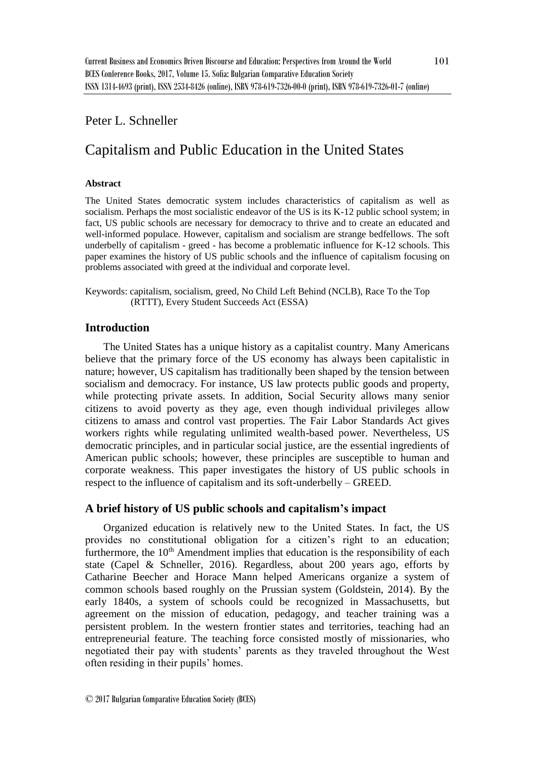Peter L. Schneller

# Capitalism and Public Education in the United States

**Abstract**

The United States democratic system includes characteristics of capitalism as well as socialism. Perhaps the most socialistic endeavor of the US is its K-12 public school system; in fact, US public schools are necessary for democracy to thrive and to create an educated and well-informed populace. However, capitalism and socialism are strange bedfellows. The soft underbelly of capitalism - greed - has become a problematic influence for K-12 schools. This paper examines the history of US public schools and the influence of capitalism focusing on problems associated with greed at the individual and corporate level.

Keywords: capitalism, socialism, greed, No Child Left Behind (NCLB), Race To the Top (RTTT), Every Student Succeeds Act (ESSA)

## Introduction

The United States has a unique history as a capitalist country. Many Americans believe that the primary force of the US economy has always been capitalistic in nature; however, US capitalism has traditionally been shaped by the tension between socialism and democracy. For instance, US law protects public goods and property, while protecting private assets. In addition, Social Security allows many senior citizens to avoid poverty as they age, even though individual privileges allow citizens to amass and control vast properties. The Fair Labor Standards Act gives workers rights while regulating unlimited wealth-based power. Nevertheless, US democratic principles, and in particular social justice, are the essential ingredients of American public schools; however, these principles are susceptible to human and corporate weakness. This paper investigates the history of US public schools in respect to the influence of capitalism and its soft-underbelly – GREED.

## A brief history of US public schools and capitalism's impact

Organized education is relatively new to the United States. In fact, the US provides no constitutional obligation for a citizen's right to an education; furthermore, the 10th Amendment implies that education is the responsibility of each state (Capel & Schneller, 2016). Regardless, about 200 years ago, efforts by Catharine Beecher and Horace Mann helped Americans organize a system of common schools based roughly on the Prussian system (Goldstein, 2014). By the early 1840s, a system of schools could be recognized in Massachusetts, but agreement on the mission of education, pedagogy, and teacher training was a persistent problem. In the western frontier states and territories, teaching had an entrepreneurial feature. The teaching force consisted mostly of missionaries, who negotiated their pay with students' parents as they traveled throughout the West often residing in their pupils' homes.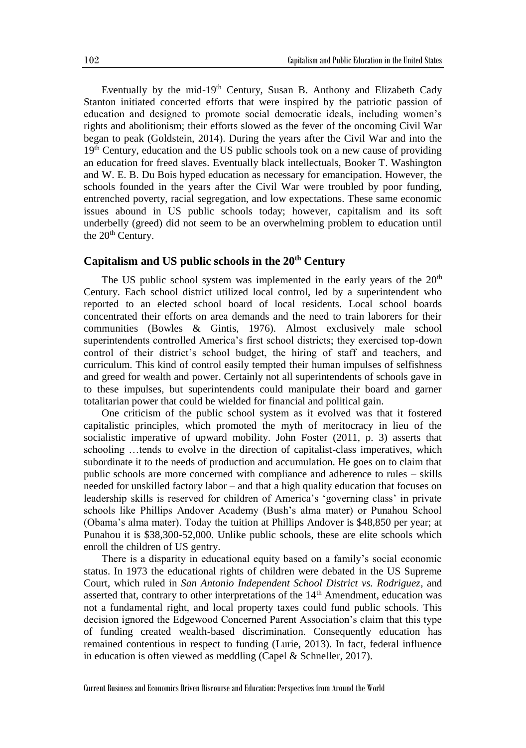Eventually by the mid-19th Century, Susan B. Anthony and Elizabeth Cady Stanton initiated concerted efforts that were inspired by the patriotic passion of education and designed to promote social democratic ideals, including women's rights and abolitionism; their efforts slowed as the fever of the oncoming Civil War began to peak (Goldstein, 2014). During the years after the Civil War and into the 19th Century, education and the US public schools took on a new cause of providing an education for freed slaves. Eventually black intellectuals, Booker T. Washington and W. E. B. Du Bois hyped education as necessary for emancipation. However, the schools founded in the years after the Civil War were troubled by poor funding, entrenched poverty, racial segregation, and low expectations. These same economic issues abound in US public schools today; however, capitalism and its soft underbelly (greed) did not seem to be an overwhelming problem to education until the 20th Century.

## Capitalism and US public schools in the 20th Century

The US public school system was implemented in the early years of the 20th Century. Each school district utilized local control, led by a superintendent who reported to an elected school board of local residents. Local school boards concentrated their efforts on area demands and the need to train laborers for their communities (Bowles & Gintis, 1976). Almost exclusively male school superintendents controlled America's first school districts; they exercised top-down control of their district's school budget, the hiring of staff and teachers, and curriculum. This kind of control easily tempted their human impulses of selfishness and greed for wealth and power. Certainly not all superintendents of schools gave in to these impulses, but superintendents could manipulate their board and garner totalitarian power that could be wielded for financial and political gain.

One criticism of the public school system as it evolved was that it fostered capitalistic principles, which promoted the myth of meritocracy in lieu of the socialistic imperative of upward mobility. John Foster (2011, p. 3) asserts that schooling …tends to evolve in the direction of capitalist-class imperatives, which subordinate it to the needs of production and accumulation. He goes on to claim that public schools are more concerned with compliance and adherence to rules – skills needed for unskilled factory labor – and that a high quality education that focuses on leadership skills is reserved for children of America's 'governing class' in private schools like Phillips Andover Academy (Bush's alma mater) or Punahou School (Obama's alma mater). Today the tuition at Phillips Andover is $48,850 per year; at Punahou it is $38,300-52,000. Unlike public schools, these are elite schools which enroll the children of US gentry.

There is a disparity in educational equity based on a family's social economic status. In 1973 the educational rights of children were debated in the US Supreme Court, which ruled in *San Antonio Independent School District vs. Rodriguez*, and asserted that, contrary to other interpretations of the 14th Amendment, education was not a fundamental right, and local property taxes could fund public schools. This decision ignored the Edgewood Concerned Parent Association's claim that this type of funding created wealth-based discrimination. Consequently education has remained contentious in respect to funding (Lurie, 2013). In fact, federal influence in education is often viewed as meddling (Capel & Schneller, 2017).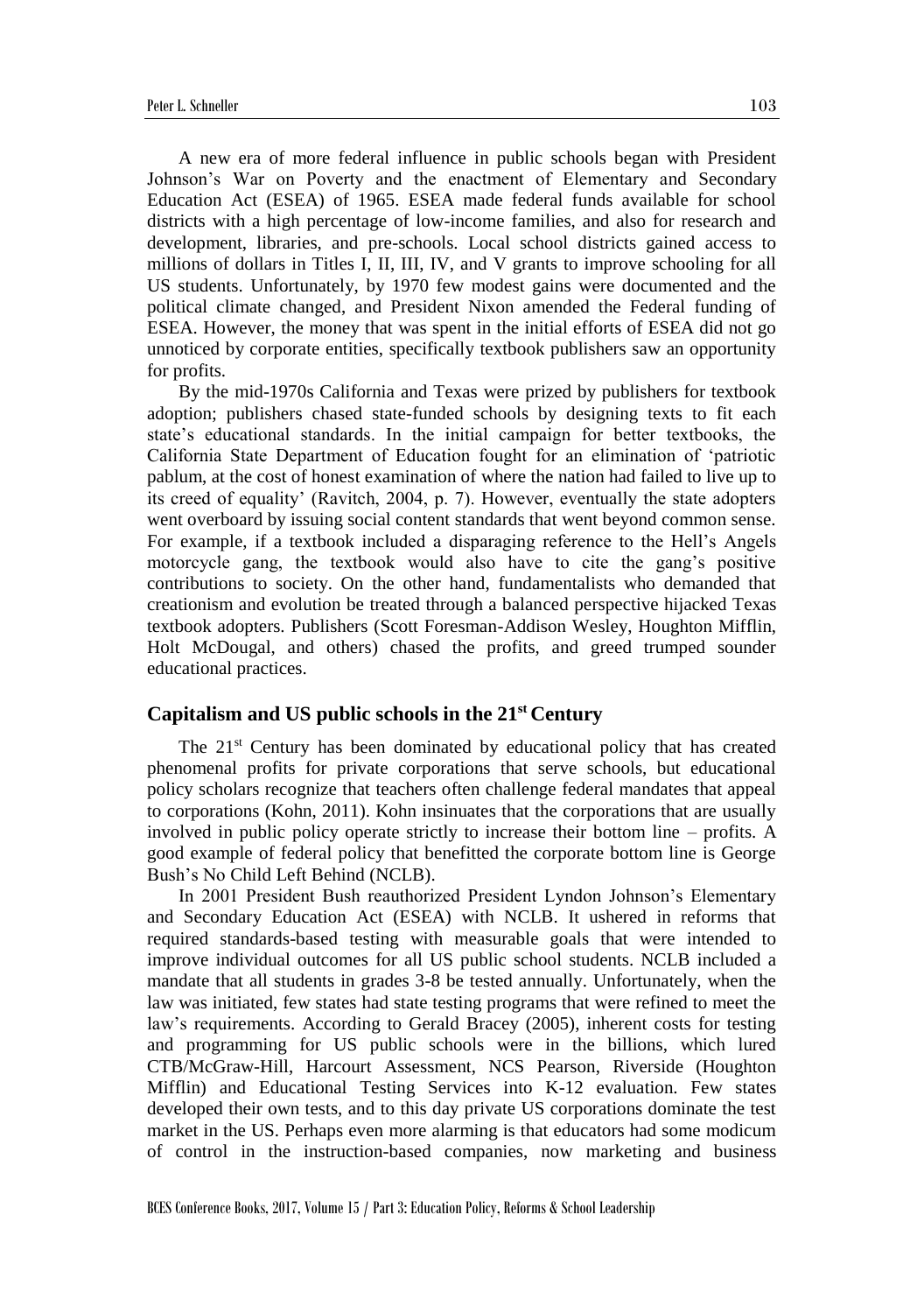A new era of more federal influence in public schools began with President Johnson's War on Poverty and the enactment of Elementary and Secondary Education Act (ESEA) of 1965. ESEA made federal funds available for school districts with a high percentage of low-income families, and also for research and development, libraries, and pre-schools. Local school districts gained access to millions of dollars in Titles I, II, III, IV, and V grants to improve schooling for all US students. Unfortunately, by 1970 few modest gains were documented and the political climate changed, and President Nixon amended the Federal funding of ESEA. However, the money that was spent in the initial efforts of ESEA did not go unnoticed by corporate entities, specifically textbook publishers saw an opportunity for profits.

By the mid-1970s California and Texas were prized by publishers for textbook adoption; publishers chased state-funded schools by designing texts to fit each state's educational standards. In the initial campaign for better textbooks, the California State Department of Education fought for an elimination of 'patriotic pablum, at the cost of honest examination of where the nation had failed to live up to its creed of equality' (Ravitch, 2004, p. 7). However, eventually the state adopters went overboard by issuing social content standards that went beyond common sense. For example, if a textbook included a disparaging reference to the Hell's Angels motorcycle gang, the textbook would also have to cite the gang's positive contributions to society. On the other hand, fundamentalists who demanded that creationism and evolution be treated through a balanced perspective hijacked Texas textbook adopters. Publishers (Scott Foresman-Addison Wesley, Houghton Mifflin, Holt McDougal, and others) chased the profits, and greed trumped sounder educational practices.

## Capitalism and US public schools in the 21st Century

The 21st Century has been dominated by educational policy that has created phenomenal profits for private corporations that serve schools, but educational policy scholars recognize that teachers often challenge federal mandates that appeal to corporations (Kohn, 2011). Kohn insinuates that the corporations that are usually involved in public policy operate strictly to increase their bottom line – profits. A good example of federal policy that benefitted the corporate bottom line is George Bush's No Child Left Behind (NCLB).

In 2001 President Bush reauthorized President Lyndon Johnson's Elementary and Secondary Education Act (ESEA) with NCLB. It ushered in reforms that required standards-based testing with measurable goals that were intended to improve individual outcomes for all US public school students. NCLB included a mandate that all students in grades 3-8 be tested annually. Unfortunately, when the law was initiated, few states had state testing programs that were refined to meet the law's requirements. According to Gerald Bracey (2005), inherent costs for testing and programming for US public schools were in the billions, which lured CTB/McGraw-Hill, Harcourt Assessment, NCS Pearson, Riverside (Houghton Mifflin) and Educational Testing Services into K-12 evaluation. Few states developed their own tests, and to this day private US corporations dominate the test market in the US. Perhaps even more alarming is that educators had some modicum of control in the instruction-based companies, now marketing and business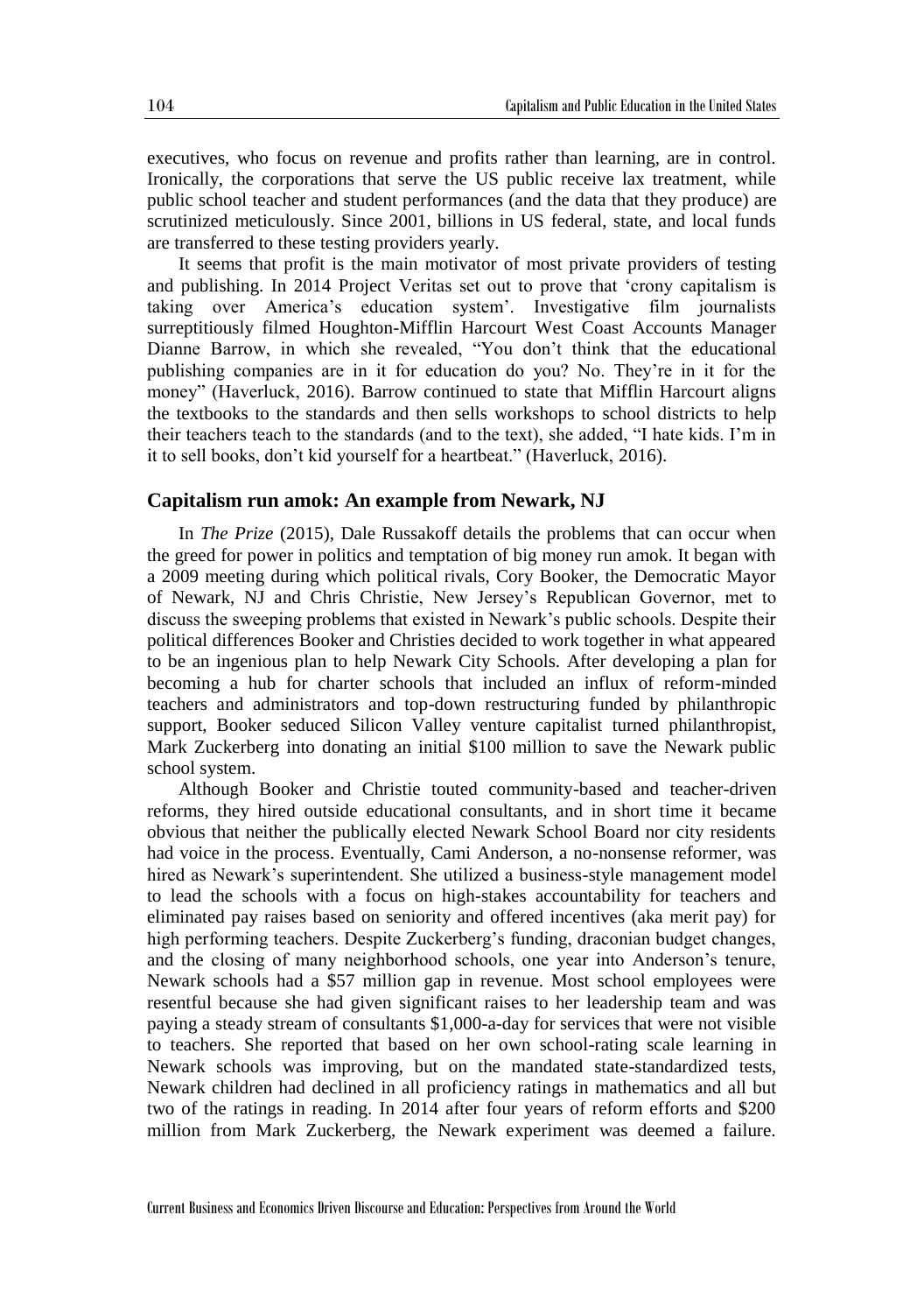executives, who focus on revenue and profits rather than learning, are in control. Ironically, the corporations that serve the US public receive lax treatment, while public school teacher and student performances (and the data that they produce) are scrutinized meticulously. Since 2001, billions in US federal, state, and local funds are transferred to these testing providers yearly.

It seems that profit is the main motivator of most private providers of testing and publishing. In 2014 Project Veritas set out to prove that 'crony capitalism is taking over America's education system'. Investigative film journalists surreptitiously filmed Houghton-Mifflin Harcourt West Coast Accounts Manager Dianne Barrow, in which she revealed, "You don't think that the educational publishing companies are in it for education do you? No. They're in it for the money" (Haverluck, 2016). Barrow continued to state that Mifflin Harcourt aligns the textbooks to the standards and then sells workshops to school districts to help their teachers teach to the standards (and to the text), she added, "I hate kids. I'm in it to sell books, don't kid yourself for a heartbeat." (Haverluck, 2016).

## Capitalism run amok: An example from Newark, NJ

In *The Prize* (2015), Dale Russakoff details the problems that can occur when the greed for power in politics and temptation of big money run amok. It began with a 2009 meeting during which political rivals, Cory Booker, the Democratic Mayor of Newark, NJ and Chris Christie, New Jersey's Republican Governor, met to discuss the sweeping problems that existed in Newark's public schools. Despite their political differences Booker and Christies decided to work together in what appeared to be an ingenious plan to help Newark City Schools. After developing a plan for becoming a hub for charter schools that included an influx of reform-minded teachers and administrators and top-down restructuring funded by philanthropic support, Booker seduced Silicon Valley venture capitalist turned philanthropist, Mark Zuckerberg into donating an initial $100 million to save the Newark public school system.

Although Booker and Christie touted community-based and teacher-driven reforms, they hired outside educational consultants, and in short time it became obvious that neither the publically elected Newark School Board nor city residents had voice in the process. Eventually, Cami Anderson, a no-nonsense reformer, was hired as Newark's superintendent. She utilized a business-style management model to lead the schools with a focus on high-stakes accountability for teachers and eliminated pay raises based on seniority and offered incentives (aka merit pay) for high performing teachers. Despite Zuckerberg's funding, draconian budget changes, and the closing of many neighborhood schools, one year into Anderson's tenure, Newark schools had a $57 million gap in revenue. Most school employees were resentful because she had given significant raises to her leadership team and was paying a steady stream of consultants $1,000-a-day for services that were not visible to teachers. She reported that based on her own school-rating scale learning in Newark schools was improving, but on the mandated state-standardized tests, Newark children had declined in all proficiency ratings in mathematics and all but two of the ratings in reading. In 2014 after four years of reform efforts and $200 million from Mark Zuckerberg, the Newark experiment was deemed a failure.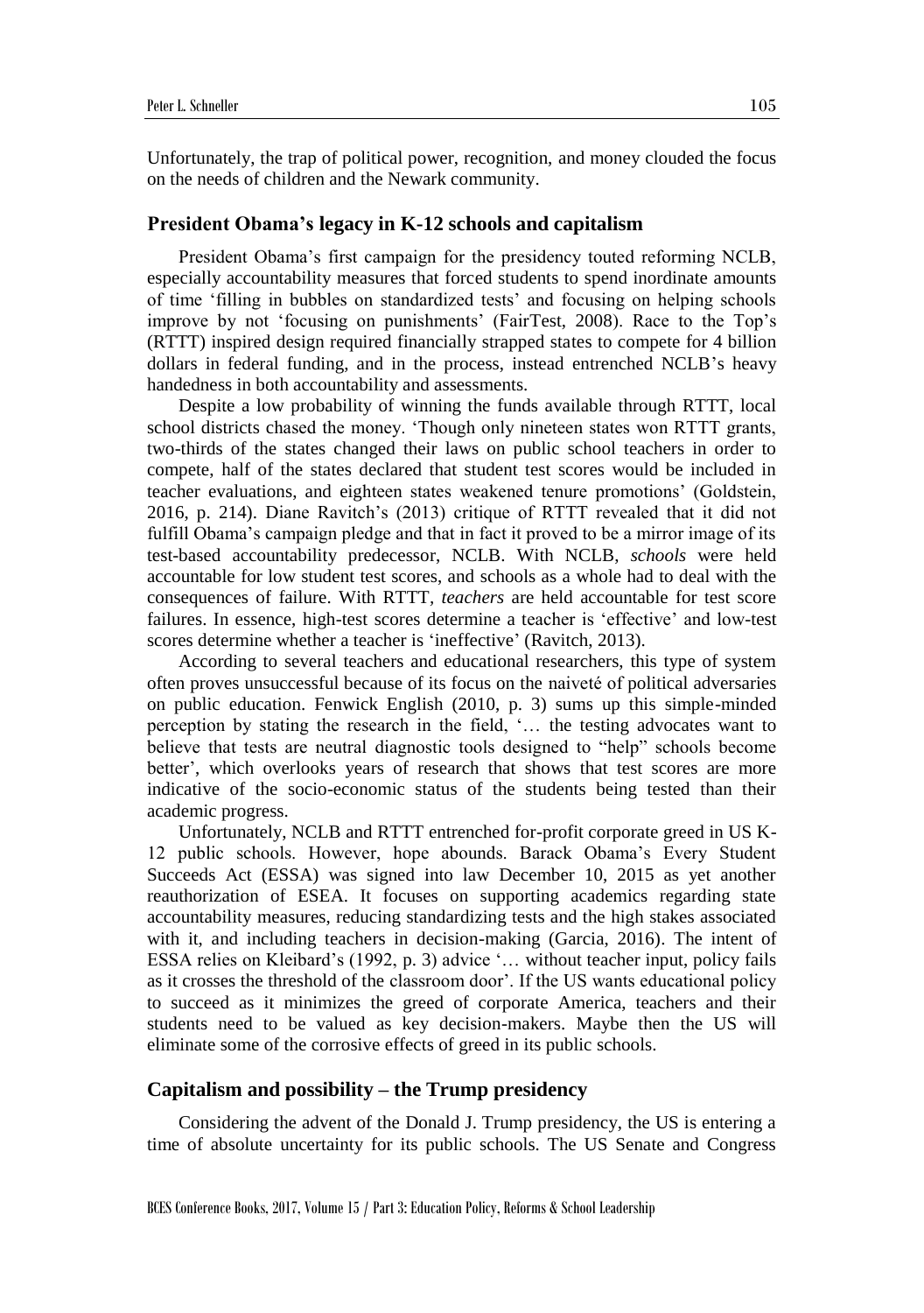Unfortunately, the trap of political power, recognition, and money clouded the focus on the needs of children and the Newark community.

## President Obama's legacy in K-12 schools and capitalism

President Obama's first campaign for the presidency touted reforming NCLB, especially accountability measures that forced students to spend inordinate amounts of time 'filling in bubbles on standardized tests' and focusing on helping schools improve by not 'focusing on punishments' (FairTest, 2008). Race to the Top's (RTTT) inspired design required financially strapped states to compete for 4 billion dollars in federal funding, and in the process, instead entrenched NCLB's heavy handedness in both accountability and assessments.

Despite a low probability of winning the funds available through RTTT, local school districts chased the money. 'Though only nineteen states won RTTT grants, two-thirds of the states changed their laws on public school teachers in order to compete, half of the states declared that student test scores would be included in teacher evaluations, and eighteen states weakened tenure promotions' (Goldstein, 2016, p. 214). Diane Ravitch's (2013) critique of RTTT revealed that it did not fulfill Obama's campaign pledge and that in fact it proved to be a mirror image of its test-based accountability predecessor, NCLB. With NCLB, *schools* were held accountable for low student test scores, and schools as a whole had to deal with the consequences of failure. With RTTT, *teachers* are held accountable for test score failures. In essence, high-test scores determine a teacher is 'effective' and low-test scores determine whether a teacher is 'ineffective' (Ravitch, 2013).

According to several teachers and educational researchers, this type of system often proves unsuccessful because of its focus on the naiveté of political adversaries on public education. Fenwick English (2010, p. 3) sums up this simple-minded perception by stating the research in the field, '… the testing advocates want to believe that tests are neutral diagnostic tools designed to "help" schools become better', which overlooks years of research that shows that test scores are more indicative of the socio-economic status of the students being tested than their academic progress.

Unfortunately, NCLB and RTTT entrenched for-profit corporate greed in US K-12 public schools. However, hope abounds. Barack Obama's Every Student Succeeds Act (ESSA) was signed into law December 10, 2015 as yet another reauthorization of ESEA. It focuses on supporting academics regarding state accountability measures, reducing standardizing tests and the high stakes associated with it, and including teachers in decision-making (Garcia, 2016). The intent of ESSA relies on Kleibard's (1992, p. 3) advice '… without teacher input, policy fails as it crosses the threshold of the classroom door'. If the US wants educational policy to succeed as it minimizes the greed of corporate America, teachers and their students need to be valued as key decision-makers. Maybe then the US will eliminate some of the corrosive effects of greed in its public schools.

## Capitalism and possibility – the Trump presidency

Considering the advent of the Donald J. Trump presidency, the US is entering a time of absolute uncertainty for its public schools. The US Senate and Congress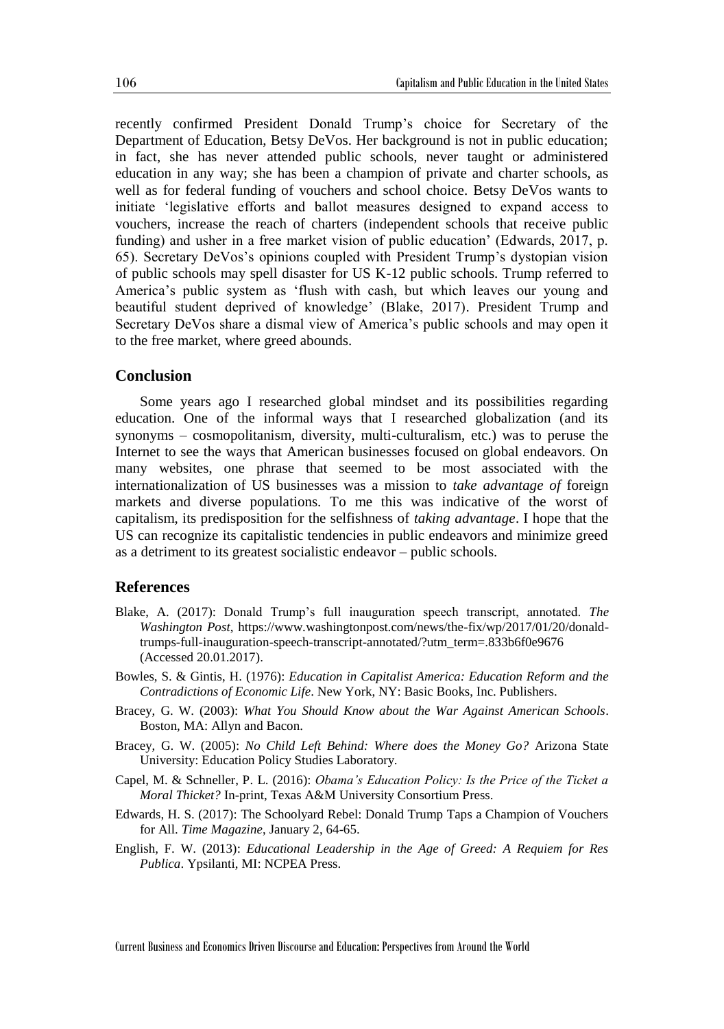recently confirmed President Donald Trump's choice for Secretary of the Department of Education, Betsy DeVos. Her background is not in public education; in fact, she has never attended public schools, never taught or administered education in any way; she has been a champion of private and charter schools, as well as for federal funding of vouchers and school choice. Betsy DeVos wants to initiate 'legislative efforts and ballot measures designed to expand access to vouchers, increase the reach of charters (independent schools that receive public funding) and usher in a free market vision of public education' (Edwards, 2017, p. 65). Secretary DeVos's opinions coupled with President Trump's dystopian vision of public schools may spell disaster for US K-12 public schools. Trump referred to America's public system as 'flush with cash, but which leaves our young and beautiful student deprived of knowledge' (Blake, 2017). President Trump and Secretary DeVos share a dismal view of America's public schools and may open it to the free market, where greed abounds.

## Conclusion

Some years ago I researched global mindset and its possibilities regarding education. One of the informal ways that I researched globalization (and its synonyms – cosmopolitanism, diversity, multi-culturalism, etc.) was to peruse the Internet to see the ways that American businesses focused on global endeavors. On many websites, one phrase that seemed to be most associated with the internationalization of US businesses was a mission to *take advantage of* foreign markets and diverse populations. To me this was indicative of the worst of capitalism, its predisposition for the selfishness of *taking advantage*. I hope that the US can recognize its capitalistic tendencies in public endeavors and minimize greed as a detriment to its greatest socialistic endeavor – public schools.

## References

Blake, A. (2017): Donald Trump's full inauguration speech transcript, annotated. *The Washington Post*, https://www.washingtonpost.com/news/the-fix/wp/2017/01/20/donald-trumps-full-inauguration-speech-transcript-annotated/?utm_term=.833b6f0e9676 (Accessed 20.01.2017).

Bowles, S. & Gintis, H. (1976): *Education in Capitalist America: Education Reform and the Contradictions of Economic Life*. New York, NY: Basic Books, Inc. Publishers.

Bracey, G. W. (2003): *What You Should Know about the War Against American Schools*. Boston, MA: Allyn and Bacon.

Bracey, G. W. (2005): *No Child Left Behind: Where does the Money Go?* Arizona State University: Education Policy Studies Laboratory.

Capel, M. & Schneller, P. L. (2016): *Obama's Education Policy: Is the Price of the Ticket a Moral Thicket?* In-print, Texas A&M University Consortium Press.

Edwards, H. S. (2017): The Schoolyard Rebel: Donald Trump Taps a Champion of Vouchers for All. *Time Magazine*, January 2, 64-65.

English, F. W. (2013): *Educational Leadership in the Age of Greed: A Requiem for Res Publica*. Ypsilanti, MI: NCPEA Press.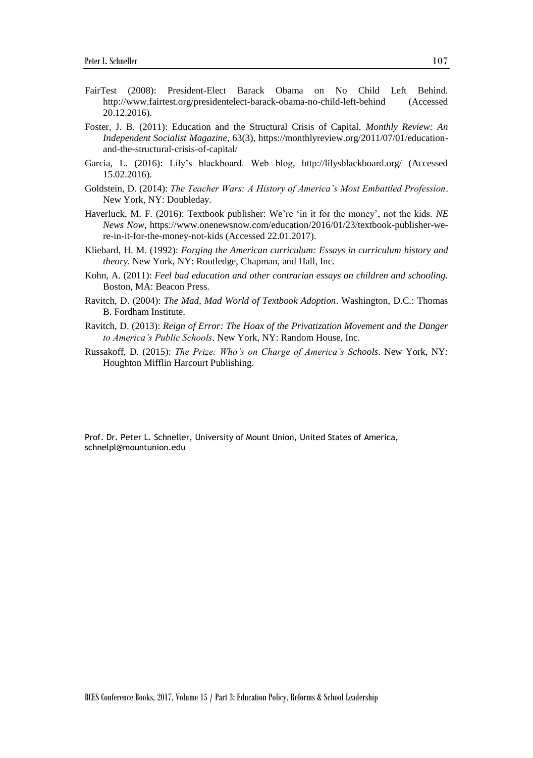FairTest (2008): President-Elect Barack Obama on No Child Left Behind. http://www.fairtest.org/presidentelect-barack-obama-no-child-left-behind (Accessed 20.12.2016).

Foster, J. B. (2011): Education and the Structural Crisis of Capital. *Monthly Review: An Independent Socialist Magazine*, 63(3), https://monthlyreview.org/2011/07/01/education-and-the-structural-crisis-of-capital/

Garcia, L. (2016): Lily's blackboard. Web blog, http://lilysblackboard.org/ (Accessed 15.02.2016).

Goldstein, D. (2014): *The Teacher Wars: A History of America's Most Embattled Profession*. New York, NY: Doubleday.

Haverluck, M. F. (2016): Textbook publisher: We're 'in it for the money', not the kids. *NE News Now*, https://www.onenewsnow.com/education/2016/01/23/textbook-publisher-we-re-in-it-for-the-money-not-kids (Accessed 22.01.2017).

Kliebard, H. M. (1992): *Forging the American curriculum: Essays in curriculum history and theory*. New York, NY: Routledge, Chapman, and Hall, Inc.

Kohn, A. (2011): *Feel bad education and other contrarian essays on children and schooling*. Boston, MA: Beacon Press.

Ravitch, D. (2004): *The Mad, Mad World of Textbook Adoption*. Washington, D.C.: Thomas B. Fordham Institute.

Ravitch, D. (2013): *Reign of Error: The Hoax of the Privatization Movement and the Danger to America's Public Schools*. New York, NY: Random House, Inc.

Russakoff, D. (2015): *The Prize: Who's on Charge of America's Schools*. New York, NY: Houghton Mifflin Harcourt Publishing.

Prof. Dr. Peter L. Schneller, University of Mount Union, United States of America, schnelpl@mountunion.edu